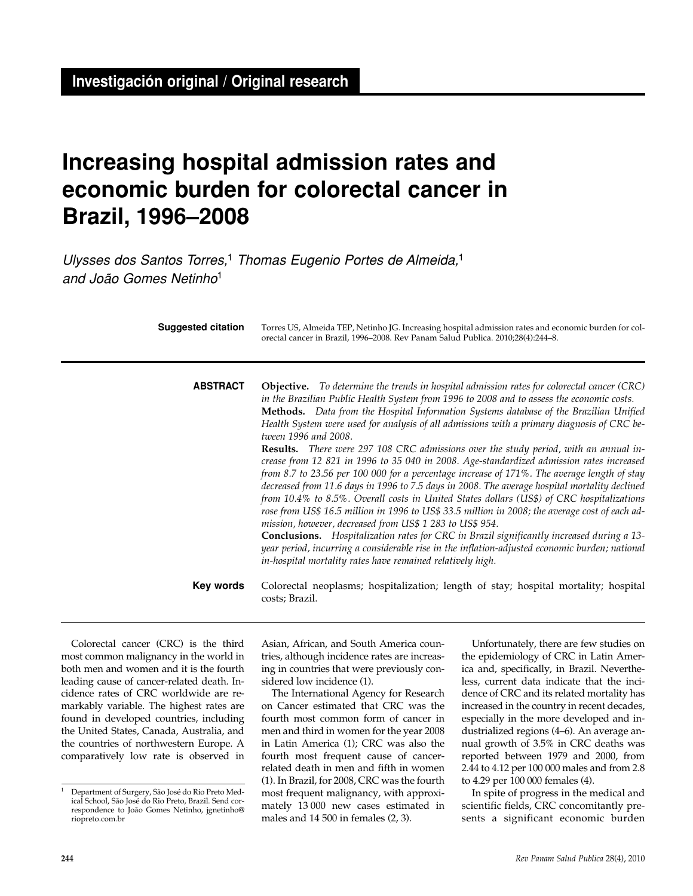**Investigación original / Original research**

# Increasing hospital admission rates and economic burden for colorectal cancer in Brazil, 1996–2008

*Ulysses dos Santos Torres,*[1] *Thomas Eugenio Portes de Almeida,*[1] *and João Gomes Netinho*[1]

**Suggested citation** Torres US, Almeida TEP, Netinho JG. Increasing hospital admission rates and economic burden for colorectal cancer in Brazil, 1996–2008. Rev Panam Salud Publica. 2010;28(4):244–8.

**ABSTRACT**

**Objective.** *To determine the trends in hospital admission rates for colorectal cancer (CRC) in the Brazilian Public Health System from 1996 to 2008 and to assess the economic costs.*

**Methods.** *Data from the Hospital Information Systems database of the Brazilian Unified Health System were used for analysis of all admissions with a primary diagnosis of CRC between 1996 and 2008.*

**Results.** *There were 297 108 CRC admissions over the study period, with an annual increase from 12 821 in 1996 to 35 040 in 2008. Age-standardized admission rates increased from 8.7 to 23.56 per 100 000 for a percentage increase of 171%. The average length of stay decreased from 11.6 days in 1996 to 7.5 days in 2008. The average hospital mortality declined from 10.4% to 8.5%. Overall costs in United States dollars (US$) of CRC hospitalizations rose from US$ 16.5 million in 1996 to US$ 33.5 million in 2008; the average cost of each admission, however, decreased from US$ 1 283 to US$ 954.*

**Conclusions.** *Hospitalization rates for CRC in Brazil significantly increased during a 13-year period, incurring a considerable rise in the inflation-adjusted economic burden; national in-hospital mortality rates have remained relatively high.*

**Key words** Colorectal neoplasms; hospitalization; length of stay; hospital mortality; hospital costs; Brazil.

Colorectal cancer (CRC) is the third most common malignancy in the world in both men and women and it is the fourth leading cause of cancer-related death. Incidence rates of CRC worldwide are remarkably variable. The highest rates are found in developed countries, including the United States, Canada, Australia, and the countries of northwestern Europe. A comparatively low rate is observed in Asian, African, and South America countries, although incidence rates are increasing in countries that were previously considered low incidence (1).

The International Agency for Research on Cancer estimated that CRC was the fourth most common form of cancer in men and third in women for the year 2008 in Latin America (1); CRC was also the fourth most frequent cause of cancer-related death in men and fifth in women (1). In Brazil, for 2008, CRC was the fourth most frequent malignancy, with approximately 13 000 new cases estimated in males and 14 500 in females (2, 3).

Unfortunately, there are few studies on the epidemiology of CRC in Latin America and, specifically, in Brazil. Nevertheless, current data indicate that the incidence of CRC and its related mortality has increased in the country in recent decades, especially in the more developed and industrialized regions (4–6). An average annual growth of 3.5% in CRC deaths was reported between 1979 and 2000, from 2.44 to 4.12 per 100 000 males and from 2.8 to 4.29 per 100 000 females (4).

In spite of progress in the medical and scientific fields, CRC concomitantly presents a significant economic burden

[1] Department of Surgery, São José do Rio Preto Medical School, São José do Rio Preto, Brazil. Send correspondence to João Gomes Netinho, jgnetinho@riopreto.com.br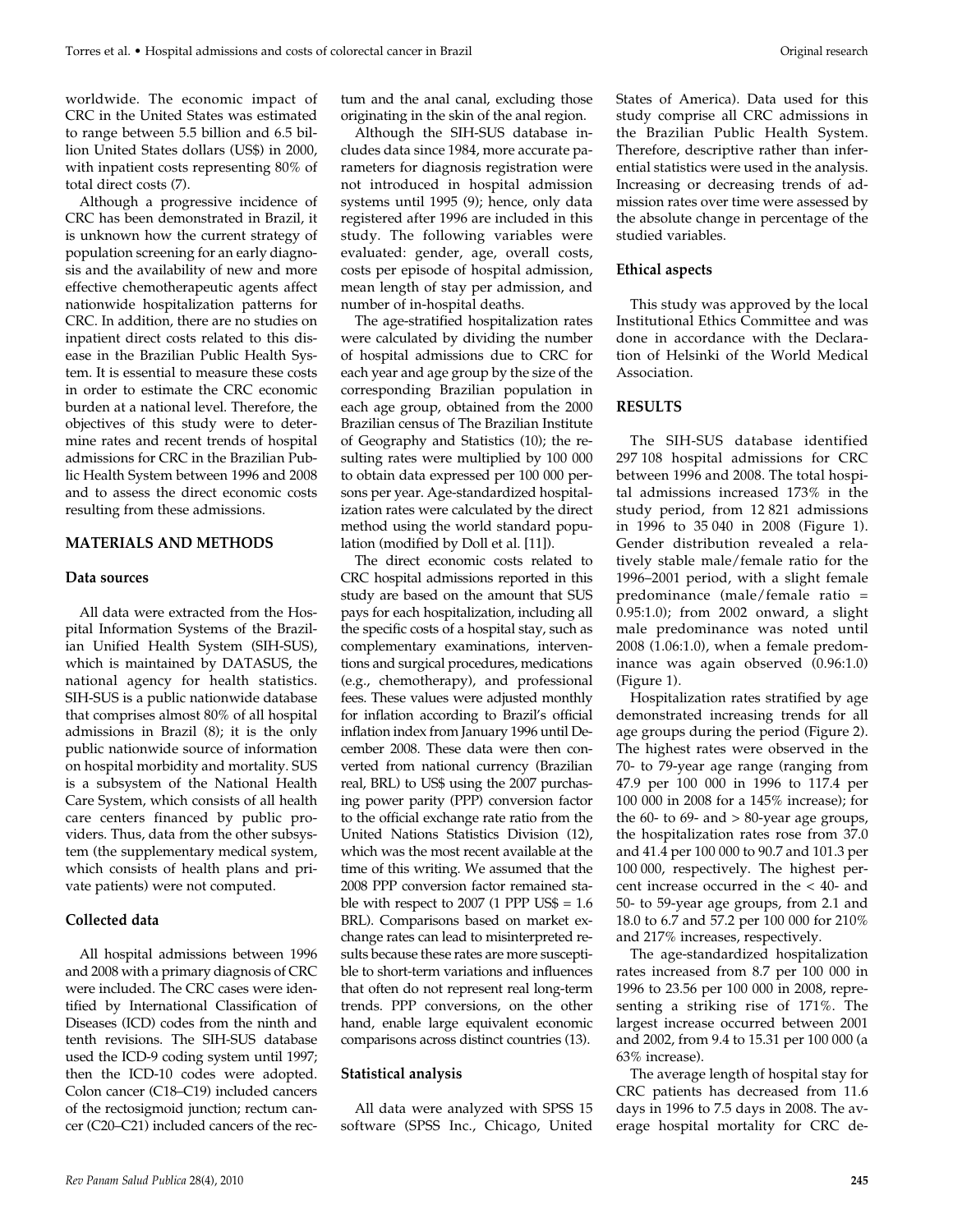worldwide. The economic impact of CRC in the United States was estimated to range between 5.5 billion and 6.5 billion United States dollars (US$) in 2000, with inpatient costs representing 80% of total direct costs (7).

Although a progressive incidence of CRC has been demonstrated in Brazil, it is unknown how the current strategy of population screening for an early diagnosis and the availability of new and more effective chemotherapeutic agents affect nationwide hospitalization patterns for CRC. In addition, there are no studies on inpatient direct costs related to this disease in the Brazilian Public Health System. It is essential to measure these costs in order to estimate the CRC economic burden at a national level. Therefore, the objectives of this study were to determine rates and recent trends of hospital admissions for CRC in the Brazilian Public Health System between 1996 and 2008 and to assess the direct economic costs resulting from these admissions.

## MATERIALS AND METHODS

### Data sources

All data were extracted from the Hospital Information Systems of the Brazilian Unified Health System (SIH-SUS), which is maintained by DATASUS, the national agency for health statistics. SIH-SUS is a public nationwide database that comprises almost 80% of all hospital admissions in Brazil (8); it is the only public nationwide source of information on hospital morbidity and mortality. SUS is a subsystem of the National Health Care System, which consists of all health care centers financed by public providers. Thus, data from the other subsystem (the supplementary medical system, which consists of health plans and private patients) were not computed.

### Collected data

All hospital admissions between 1996 and 2008 with a primary diagnosis of CRC were included. The CRC cases were identified by International Classification of Diseases (ICD) codes from the ninth and tenth revisions. The SIH-SUS database used the ICD-9 coding system until 1997; then the ICD-10 codes were adopted. Colon cancer (C18–C19) included cancers of the rectosigmoid junction; rectum cancer (C20–C21) included cancers of the rectum and the anal canal, excluding those originating in the skin of the anal region.

Although the SIH-SUS database includes data since 1984, more accurate parameters for diagnosis registration were not introduced in hospital admission systems until 1995 (9); hence, only data registered after 1996 are included in this study. The following variables were evaluated: gender, age, overall costs, costs per episode of hospital admission, mean length of stay per admission, and number of in-hospital deaths.

The age-stratified hospitalization rates were calculated by dividing the number of hospital admissions due to CRC for each year and age group by the size of the corresponding Brazilian population in each age group, obtained from the 2000 Brazilian census of The Brazilian Institute of Geography and Statistics (10); the resulting rates were multiplied by 100 000 to obtain data expressed per 100 000 persons per year. Age-standardized hospitalization rates were calculated by the direct method using the world standard population (modified by Doll et al. [11]).

The direct economic costs related to CRC hospital admissions reported in this study are based on the amount that SUS pays for each hospitalization, including all the specific costs of a hospital stay, such as complementary examinations, interventions and surgical procedures, medications (e.g., chemotherapy), and professional fees. These values were adjusted monthly for inflation according to Brazil's official inflation index from January 1996 until December 2008. These data were then converted from national currency (Brazilian real, BRL) to US$ using the 2007 purchasing power parity (PPP) conversion factor to the official exchange rate ratio from the United Nations Statistics Division (12), which was the most recent available at the time of this writing. We assumed that the 2008 PPP conversion factor remained stable with respect to 2007 (1 PPP US$ = 1.6 BRL). Comparisons based on market exchange rates can lead to misinterpreted results because these rates are more susceptible to short-term variations and influences that often do not represent real long-term trends. PPP conversions, on the other hand, enable large equivalent economic comparisons across distinct countries (13).

### Statistical analysis

All data were analyzed with SPSS 15 software (SPSS Inc., Chicago, United States of America). Data used for this study comprise all CRC admissions in the Brazilian Public Health System. Therefore, descriptive rather than inferential statistics were used in the analysis. Increasing or decreasing trends of admission rates over time were assessed by the absolute change in percentage of the studied variables.

### Ethical aspects

This study was approved by the local Institutional Ethics Committee and was done in accordance with the Declaration of Helsinki of the World Medical Association.

## RESULTS

The SIH-SUS database identified 297 108 hospital admissions for CRC between 1996 and 2008. The total hospital admissions increased 173% in the study period, from 12 821 admissions in 1996 to 35 040 in 2008 (Figure 1). Gender distribution revealed a relatively stable male/female ratio for the 1996–2001 period, with a slight female predominance (male/female ratio = 0.95:1.0); from 2002 onward, a slight male predominance was noted until 2008 (1.06:1.0), when a female predominance was again observed (0.96:1.0) (Figure 1).

Hospitalization rates stratified by age demonstrated increasing trends for all age groups during the period (Figure 2). The highest rates were observed in the 70- to 79-year age range (ranging from 47.9 per 100 000 in 1996 to 117.4 per 100 000 in 2008 for a 145% increase); for the 60- to 69- and > 80-year age groups, the hospitalization rates rose from 37.0 and 41.4 per 100 000 to 90.7 and 101.3 per 100 000, respectively. The highest percent increase occurred in the < 40- and 50- to 59-year age groups, from 2.1 and 18.0 to 6.7 and 57.2 per 100 000 for 210% and 217% increases, respectively.

The age-standardized hospitalization rates increased from 8.7 per 100 000 in 1996 to 23.56 per 100 000 in 2008, representing a striking rise of 171%. The largest increase occurred between 2001 and 2002, from 9.4 to 15.31 per 100 000 (a 63% increase).

The average length of hospital stay for CRC patients has decreased from 11.6 days in 1996 to 7.5 days in 2008. The average hospital mortality for CRC de-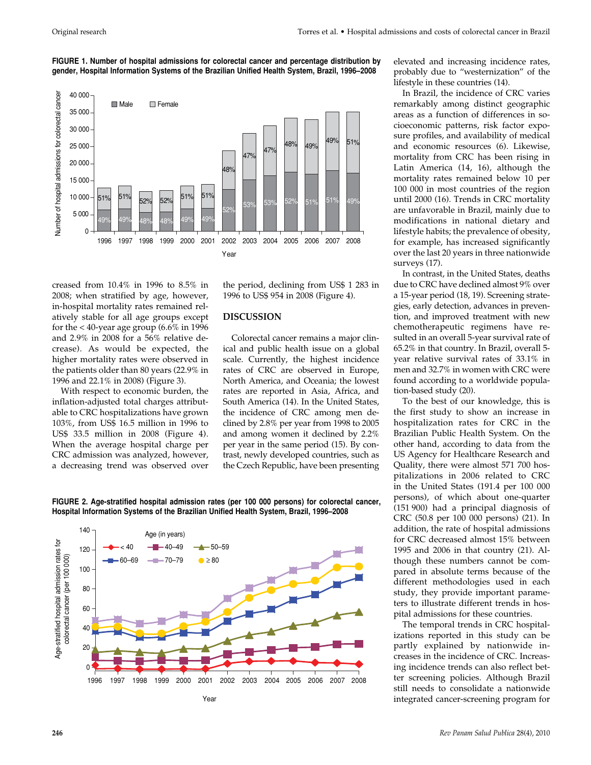**FIGURE 1. Number of hospital admissions for colorectal cancer and percentage distribution by gender, Hospital Information Systems of the Brazilian Unified Health System, Brazil, 1996–2008**

**FIGURE 2. Age-stratified hospital admission rates (per 100 000 persons) for colorectal cancer, Hospital Information Systems of the Brazilian Unified Health System, Brazil, 1996–2008**

creased from 10.4% in 1996 to 8.5% in 2008; when stratified by age, however, in-hospital mortality rates remained relatively stable for all age groups except for the < 40-year age group (6.6% in 1996 and 2.9% in 2008 for a 56% relative decrease). As would be expected, the higher mortality rates were observed in the patients older than 80 years (22.9% in 1996 and 22.1% in 2008) (Figure 3).

With respect to economic burden, the inflation-adjusted total charges attributable to CRC hospitalizations have grown 103%, from US$ 16.5 million in 1996 to US$ 33.5 million in 2008 (Figure 4). When the average hospital charge per CRC admission was analyzed, however, a decreasing trend was observed over the period, declining from US$ 1 283 in 1996 to US$ 954 in 2008 (Figure 4).

## DISCUSSION

Colorectal cancer remains a major clinical and public health issue on a global scale. Currently, the highest incidence rates of CRC are observed in Europe, North America, and Oceania; the lowest rates are reported in Asia, Africa, and South America (14). In the United States, the incidence of CRC among men declined by 2.8% per year from 1998 to 2005 and among women it declined by 2.2% per year in the same period (15). By contrast, newly developed countries, such as the Czech Republic, have been presenting elevated and increasing incidence rates, probably due to "westernization" of the lifestyle in these countries (14).

In Brazil, the incidence of CRC varies remarkably among distinct geographic areas as a function of differences in socioeconomic patterns, risk factor exposure profiles, and availability of medical and economic resources (6). Likewise, mortality from CRC has been rising in Latin America (14, 16), although the mortality rates remained below 10 per 100 000 in most countries of the region until 2000 (16). Trends in CRC mortality are unfavorable in Brazil, mainly due to modifications in national dietary and lifestyle habits; the prevalence of obesity, for example, has increased significantly over the last 20 years in three nationwide surveys (17).

In contrast, in the United States, deaths due to CRC have declined almost 9% over a 15-year period (18, 19). Screening strategies, early detection, advances in prevention, and improved treatment with new chemotherapeutic regimens have resulted in an overall 5-year survival rate of 65.2% in that country. In Brazil, overall 5-year relative survival rates of 33.1% in men and 32.7% in women with CRC were found according to a worldwide population-based study (20).

To the best of our knowledge, this is the first study to show an increase in hospitalization rates for CRC in the Brazilian Public Health System. On the other hand, according to data from the US Agency for Healthcare Research and Quality, there were almost 571 700 hospitalizations in 2006 related to CRC in the United States (191.4 per 100 000 persons), of which about one-quarter (151 900) had a principal diagnosis of CRC (50.8 per 100 000 persons) (21). In addition, the rate of hospital admissions for CRC decreased almost 15% between 1995 and 2006 in that country (21). Although these numbers cannot be compared in absolute terms because of the different methodologies used in each study, they provide important parameters to illustrate different trends in hospital admissions for these countries.

The temporal trends in CRC hospitalizations reported in this study can be partly explained by nationwide increases in the incidence of CRC. Increasing incidence trends can also reflect better screening policies. Although Brazil still needs to consolidate a nationwide integrated cancer-screening program for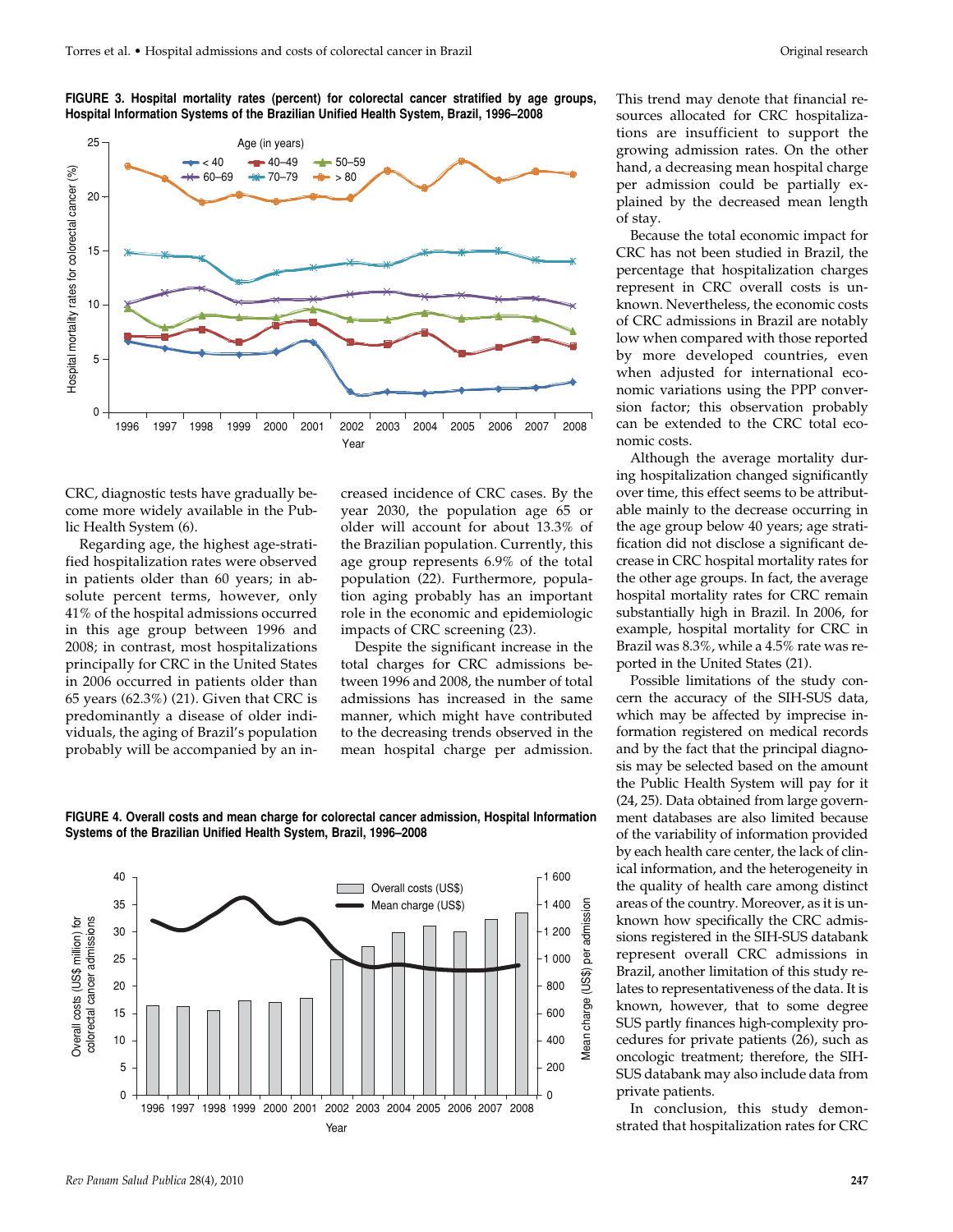**FIGURE 3. Hospital mortality rates (percent) for colorectal cancer stratified by age groups, Hospital Information Systems of the Brazilian Unified Health System, Brazil, 1996–2008**

CRC, diagnostic tests have gradually become more widely available in the Public Health System (6).

Regarding age, the highest age-stratified hospitalization rates were observed in patients older than 60 years; in absolute percent terms, however, only 41% of the hospital admissions occurred in this age group between 1996 and 2008; in contrast, most hospitalizations principally for CRC in the United States in 2006 occurred in patients older than 65 years (62.3%) (21). Given that CRC is predominantly a disease of older individuals, the aging of Brazil's population probably will be accompanied by an increased incidence of CRC cases. By the year 2030, the population age 65 or older will account for about 13.3% of the Brazilian population. Currently, this age group represents 6.9% of the total population (22). Furthermore, population aging probably has an important role in the economic and epidemiologic impacts of CRC screening (23).

Despite the significant increase in the total charges for CRC admissions between 1996 and 2008, the number of total admissions has increased in the same manner, which might have contributed to the decreasing trends observed in the mean hospital charge per admission.

**FIGURE 4. Overall costs and mean charge for colorectal cancer admission, Hospital Information Systems of the Brazilian Unified Health System, Brazil, 1996–2008**

This trend may denote that financial resources allocated for CRC hospitalizations are insufficient to support the growing admission rates. On the other hand, a decreasing mean hospital charge per admission could be partially explained by the decreased mean length of stay.

Because the total economic impact for CRC has not been studied in Brazil, the percentage that hospitalization charges represent in CRC overall costs is unknown. Nevertheless, the economic costs of CRC admissions in Brazil are notably low when compared with those reported by more developed countries, even when adjusted for international economic variations using the PPP conversion factor; this observation probably can be extended to the CRC total economic costs.

Although the average mortality during hospitalization changed significantly over time, this effect seems to be attributable mainly to the decrease occurring in the age group below 40 years; age stratification did not disclose a significant decrease in CRC hospital mortality rates for the other age groups. In fact, the average hospital mortality rates for CRC remain substantially high in Brazil. In 2006, for example, hospital mortality for CRC in Brazil was 8.3%, while a 4.5% rate was reported in the United States (21).

Possible limitations of the study concern the accuracy of the SIH-SUS data, which may be affected by imprecise information registered on medical records and by the fact that the principal diagnosis may be selected based on the amount the Public Health System will pay for it (24, 25). Data obtained from large government databases are also limited because of the variability of information provided by each health care center, the lack of clinical information, and the heterogeneity in the quality of health care among distinct areas of the country. Moreover, as it is unknown how specifically the CRC admissions registered in the SIH-SUS databank represent overall CRC admissions in Brazil, another limitation of this study relates to representativeness of the data. It is known, however, that to some degree SUS partly finances high-complexity procedures for private patients (26), such as oncologic treatment; therefore, the SIH-SUS databank may also include data from private patients.

In conclusion, this study demonstrated that hospitalization rates for CRC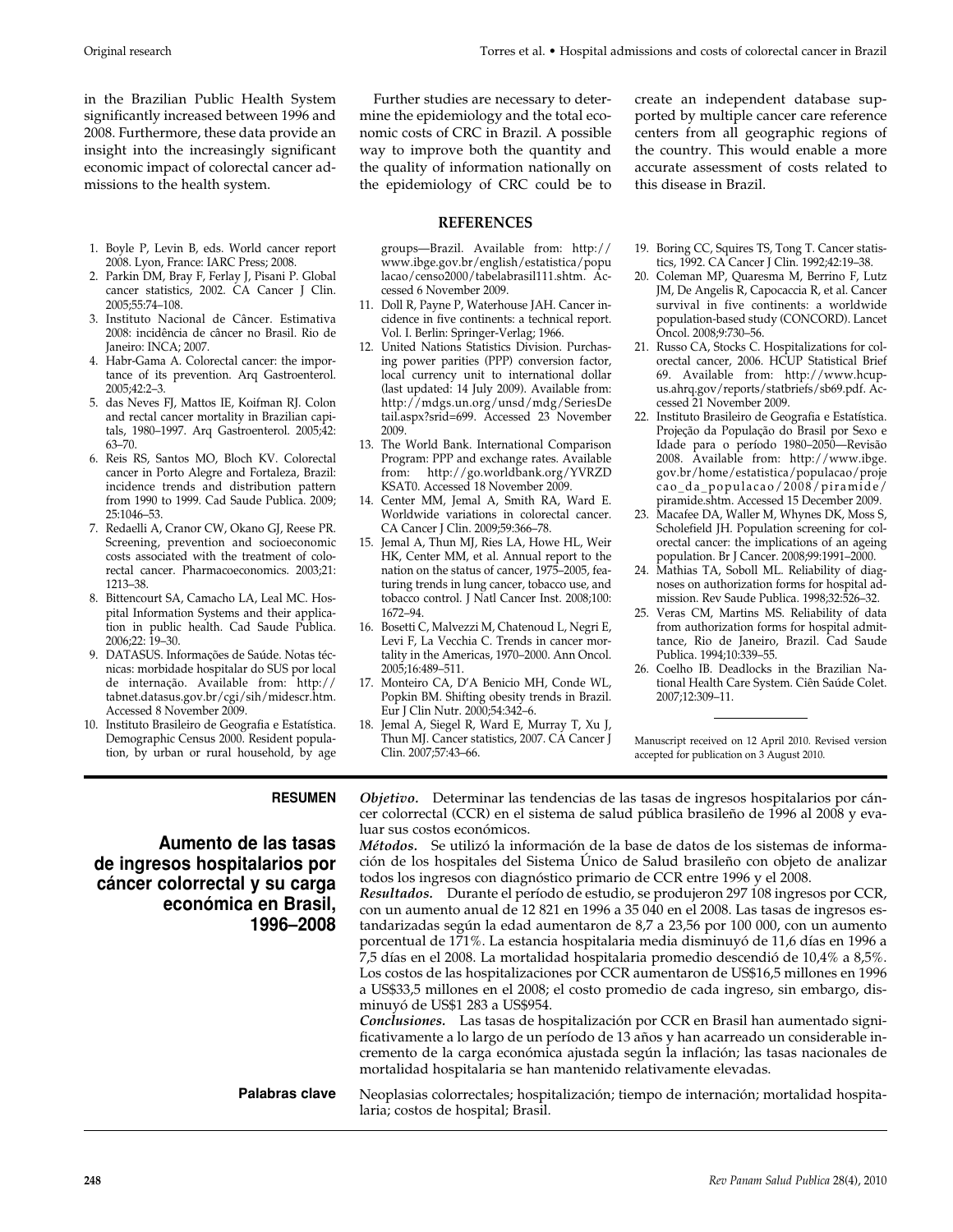in the Brazilian Public Health System significantly increased between 1996 and 2008. Furthermore, these data provide an insight into the increasingly significant economic impact of colorectal cancer admissions to the health system.

Further studies are necessary to determine the epidemiology and the total economic costs of CRC in Brazil. A possible way to improve both the quantity and the quality of information nationally on the epidemiology of CRC could be to create an independent database supported by multiple cancer care reference centers from all geographic regions of the country. This would enable a more accurate assessment of costs related to this disease in Brazil.

## REFERENCES

1. Boyle P, Levin B, eds. World cancer report 2008. Lyon, France: IARC Press; 2008.
2. Parkin DM, Bray F, Ferlay J, Pisani P. Global cancer statistics, 2002. CA Cancer J Clin. 2005;55:74–108.
3. Instituto Nacional de Câncer. Estimativa 2008: incidência de câncer no Brasil. Rio de Janeiro: INCA; 2007.
4. Habr-Gama A. Colorectal cancer: the importance of its prevention. Arq Gastroenterol. 2005;42:2–3.
5. das Neves FJ, Mattos IE, Koifman RJ. Colon and rectal cancer mortality in Brazilian capitals, 1980–1997. Arq Gastroenterol. 2005;42: 63–70.
6. Reis RS, Santos MO, Bloch KV. Colorectal cancer in Porto Alegre and Fortaleza, Brazil: incidence trends and distribution pattern from 1990 to 1999. Cad Saude Publica. 2009; 25:1046–53.
7. Redaelli A, Cranor CW, Okano GJ, Reese PR. Screening, prevention and socioeconomic costs associated with the treatment of colorectal cancer. Pharmacoeconomics. 2003;21: 1213–38.
8. Bittencourt SA, Camacho LA, Leal MC. Hospital Information Systems and their application in public health. Cad Saude Publica. 2006;22: 19–30.
9. DATASUS. Informações de Saúde. Notas técnicas: morbidade hospitalar do SUS por local de internação. Available from: http://tabnet.datasus.gov.br/cgi/sih/midescr.htm. Accessed 8 November 2009.
10. Instituto Brasileiro de Geografia e Estatística. Demographic Census 2000. Resident population, by urban or rural household, by age groups—Brazil. Available from: http://www.ibge.gov.br/english/estatistica/populacao/censo2000/tabelabrasil111.shtm. Accessed 6 November 2009.
11. Doll R, Payne P, Waterhouse JAH. Cancer incidence in five continents: a technical report. Vol. I. Berlin: Springer-Verlag; 1966.
12. United Nations Statistics Division. Purchasing power parities (PPP) conversion factor, local currency unit to international dollar (last updated: 14 July 2009). Available from: http://mdgs.un.org/unsd/mdg/SeriesDetail.aspx?srid=699. Accessed 23 November 2009.
13. The World Bank. International Comparison Program: PPP and exchange rates. Available from: http://go.worldbank.org/YVRZDKSAT0. Accessed 18 November 2009.
14. Center MM, Jemal A, Smith RA, Ward E. Worldwide variations in colorectal cancer. CA Cancer J Clin. 2009;59:366–78.
15. Jemal A, Thun MJ, Ries LA, Howe HL, Weir HK, Center MM, et al. Annual report to the nation on the status of cancer, 1975–2005, featuring trends in lung cancer, tobacco use, and tobacco control. J Natl Cancer Inst. 2008;100: 1672–94.
16. Bosetti C, Malvezzi M, Chatenoud L, Negri E, Levi F, La Vecchia C. Trends in cancer mortality in the Americas, 1970–2000. Ann Oncol. 2005;16:489–511.
17. Monteiro CA, D'A Benicio MH, Conde WL, Popkin BM. Shifting obesity trends in Brazil. Eur J Clin Nutr. 2000;54:342–6.
18. Jemal A, Siegel R, Ward E, Murray T, Xu J, Thun MJ. Cancer statistics, 2007. CA Cancer J Clin. 2007;57:43–66.
19. Boring CC, Squires TS, Tong T. Cancer statistics, 1992. CA Cancer J Clin. 1992;42:19–38.
20. Coleman MP, Quaresma M, Berrino F, Lutz JM, De Angelis R, Capocaccia R, et al. Cancer survival in five continents: a worldwide population-based study (CONCORD). Lancet Oncol. 2008;9:730–56.
21. Russo CA, Stocks C. Hospitalizations for colorectal cancer, 2006. HCUP Statistical Brief 69. Available from: http://www.hcup-us.ahrq.gov/reports/statbriefs/sb69.pdf. Accessed 21 November 2009.
22. Instituto Brasileiro de Geografia e Estatística. Projeção da População do Brasil por Sexo e Idade para o período 1980–2050—Revisão 2008. Available from: http://www.ibge.gov.br/home/estatistica/populacao/projecao_da_populacao/2008/piramide/piramide.shtm. Accessed 15 December 2009.
23. Macafee DA, Waller M, Whynes DK, Moss S, Scholefield JH. Population screening for colorectal cancer: the implications of an ageing population. Br J Cancer. 2008;99:1991–2000.
24. Mathias TA, Soboll ML. Reliability of diagnoses on authorization forms for hospital admission. Rev Saude Publica. 1998;32:526–32.
25. Veras CM, Martins MS. Reliability of data from authorization forms for hospital admittance, Rio de Janeiro, Brazil. Cad Saude Publica. 1994;10:339–55.
26. Coelho IB. Deadlocks in the Brazilian National Health Care System. Ciên Saúde Colet. 2007;12:309–11.

Manuscript received on 12 April 2010. Revised version accepted for publication on 3 August 2010.

---

**RESUMEN**

## Aumento de las tasas de ingresos hospitalarios por cáncer colorrectal y su carga económica en Brasil, 1996–2008

***Objetivo.*** Determinar las tendencias de las tasas de ingresos hospitalarios por cáncer colorrectal (CCR) en el sistema de salud pública brasileño de 1996 al 2008 y evaluar sus costos económicos.

***Métodos.*** Se utilizó la información de la base de datos de los sistemas de información de los hospitales del Sistema Único de Salud brasileño con objeto de analizar todos los ingresos con diagnóstico primario de CCR entre 1996 y el 2008.

***Resultados.*** Durante el período de estudio, se produjeron 297 108 ingresos por CCR, con un aumento anual de 12 821 en 1996 a 35 040 en el 2008. Las tasas de ingresos estandarizadas según la edad aumentaron de 8,7 a 23,56 por 100 000, con un aumento porcentual de 171%. La estancia hospitalaria media disminuyó de 11,6 días en 1996 a 7,5 días en el 2008. La mortalidad hospitalaria promedio descendió de 10,4% a 8,5%. Los costos de las hospitalizaciones por CCR aumentaron de US$16,5 millones en 1996 a US$33,5 millones en el 2008; el costo promedio de cada ingreso, sin embargo, disminuyó de US$1 283 a US$954.

***Conclusiones.*** Las tasas de hospitalización por CCR en Brasil han aumentado significativamente a lo largo de un período de 13 años y han acarreado un considerable incremento de la carga económica ajustada según la inflación; las tasas nacionales de mortalidad hospitalaria se han mantenido relativamente elevadas.

**Palabras clave** Neoplasias colorrectales; hospitalización; tiempo de internación; mortalidad hospitalaria; costos de hospital; Brasil.